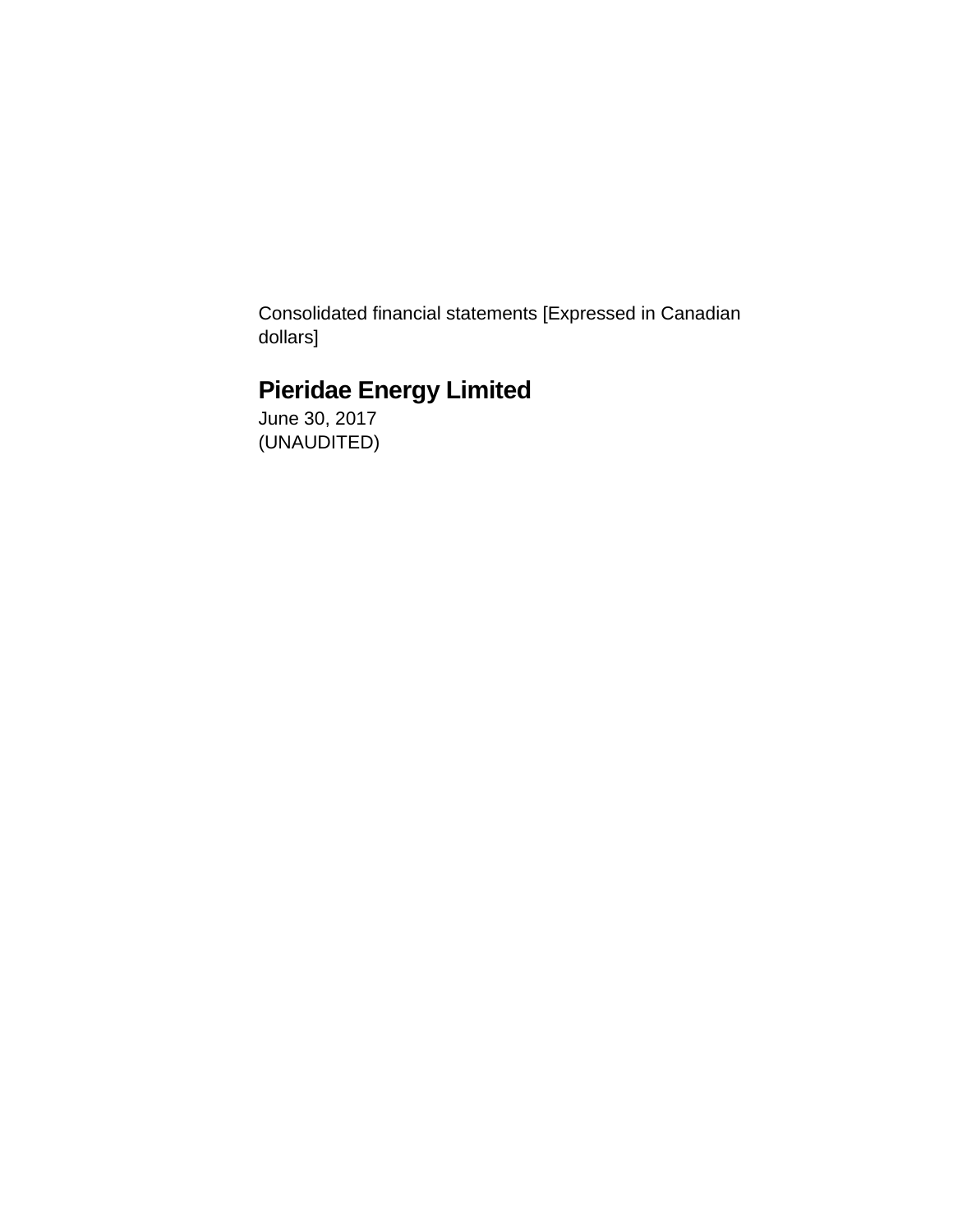Consolidated financial statements [Expressed in Canadian dollars]

# Pieridae Energy Limited

June 30, 2017
(UNAUDITED)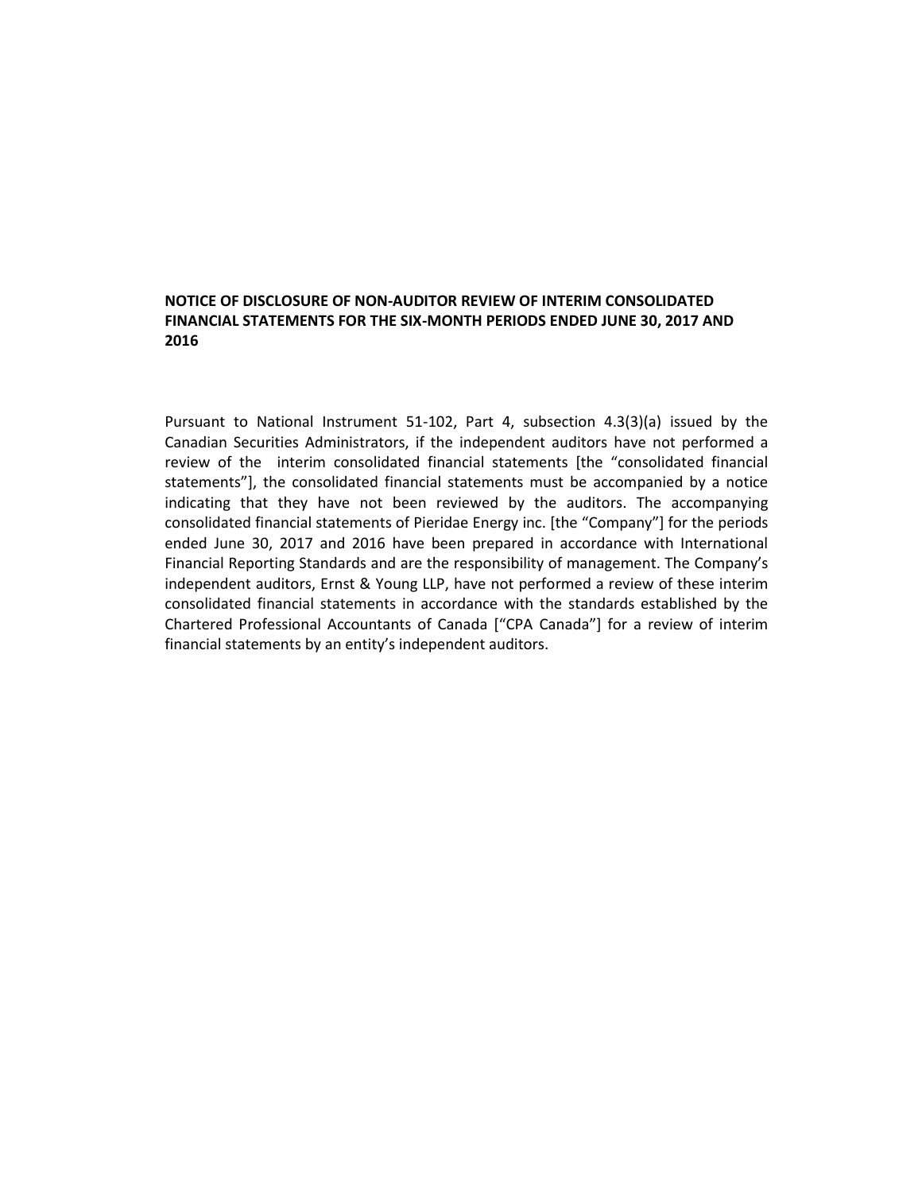**NOTICE OF DISCLOSURE OF NON-AUDITOR REVIEW OF INTERIM CONSOLIDATED FINANCIAL STATEMENTS FOR THE SIX-MONTH PERIODS ENDED JUNE 30, 2017 AND 2016**

Pursuant to National Instrument 51-102, Part 4, subsection 4.3(3)(a) issued by the Canadian Securities Administrators, if the independent auditors have not performed a review of the interim consolidated financial statements [the "consolidated financial statements"], the consolidated financial statements must be accompanied by a notice indicating that they have not been reviewed by the auditors. The accompanying consolidated financial statements of Pieridae Energy inc. [the "Company"] for the periods ended June 30, 2017 and 2016 have been prepared in accordance with International Financial Reporting Standards and are the responsibility of management. The Company's independent auditors, Ernst & Young LLP, have not performed a review of these interim consolidated financial statements in accordance with the standards established by the Chartered Professional Accountants of Canada ["CPA Canada"] for a review of interim financial statements by an entity's independent auditors.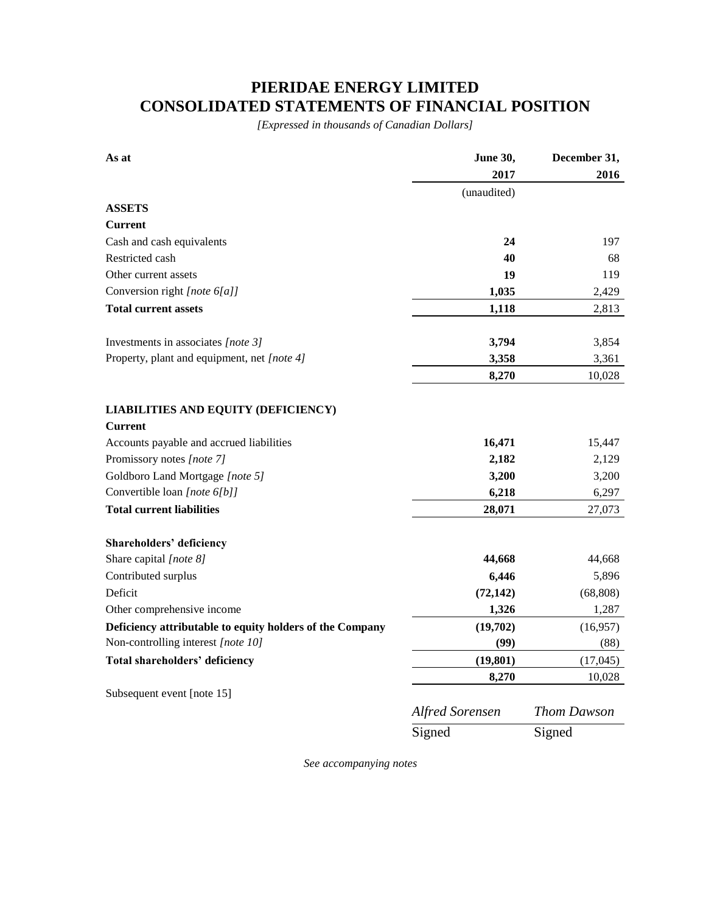# PIERIDAE ENERGY LIMITED
# CONSOLIDATED STATEMENTS OF FINANCIAL POSITION

*[Expressed in thousands of Canadian Dollars]*

| As at | June 30, 2017 | December 31, 2016 |
|---|---|---|
| | (unaudited) | |
| **ASSETS** | | |
| **Current** | | |
| Cash and cash equivalents | **24** | 197 |
| Restricted cash | **40** | 68 |
| Other current assets | **19** | 119 |
| Conversion right *[note 6[a]]* | **1,035** | 2,429 |
| **Total current assets** | **1,118** | 2,813 |
| | | |
| Investments in associates *[note 3]* | **3,794** | 3,854 |
| Property, plant and equipment, net *[note 4]* | **3,358** | 3,361 |
| | **8,270** | 10,028 |
| | | |
| **LIABILITIES AND EQUITY (DEFICIENCY)** | | |
| **Current** | | |
| Accounts payable and accrued liabilities | **16,471** | 15,447 |
| Promissory notes *[note 7]* | **2,182** | 2,129 |
| Goldboro Land Mortgage *[note 5]* | **3,200** | 3,200 |
| Convertible loan *[note 6[b]]* | **6,218** | 6,297 |
| **Total current liabilities** | **28,071** | 27,073 |
| | | |
| **Shareholders' deficiency** | | |
| Share capital *[note 8]* | **44,668** | 44,668 |
| Contributed surplus | **6,446** | 5,896 |
| Deficit | **(72,142)** | (68,808) |
| Other comprehensive income | **1,326** | 1,287 |
| **Deficiency attributable to equity holders of the Company** | **(19,702)** | (16,957) |
| Non-controlling interest *[note 10]* | **(99)** | (88) |
| **Total shareholders' deficiency** | **(19,801)** | (17,045) |
| | **8,270** | 10,028 |

Subsequent event [note 15]

| | | |
|---|---|---|
| | *Alfred Sorensen* | *Thom Dawson* |
| | Signed | Signed |

*See accompanying notes*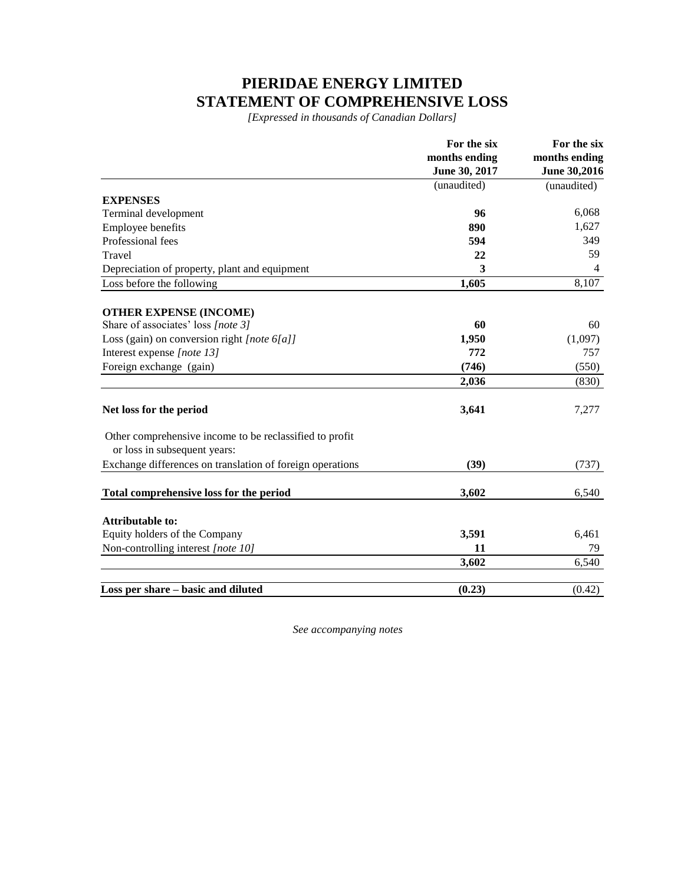# PIERIDAE ENERGY LIMITED
# STATEMENT OF COMPREHENSIVE LOSS

*[Expressed in thousands of Canadian Dollars]*

| | For the six months ending June 30, 2017 | For the six months ending June 30,2016 |
|---|---|---|
| | (unaudited) | (unaudited) |
| **EXPENSES** | | |
| Terminal development | **96** | 6,068 |
| Employee benefits | **890** | 1,627 |
| Professional fees | **594** | 349 |
| Travel | **22** | 59 |
| Depreciation of property, plant and equipment | **3** | 4 |
| Loss before the following | **1,605** | 8,107 |
| | | |
| **OTHER EXPENSE (INCOME)** | | |
| Share of associates' loss *[note 3]* | **60** | 60 |
| Loss (gain) on conversion right *[note 6[a]]* | **1,950** | (1,097) |
| Interest expense *[note 13]* | **772** | 757 |
| Foreign exchange (gain) | **(746)** | (550) |
| | **2,036** | (830) |
| | | |
| **Net loss for the period** | **3,641** | 7,277 |
| | | |
| Other comprehensive income to be reclassified to profit or loss in subsequent years: | | |
| Exchange differences on translation of foreign operations | **(39)** | (737) |
| | | |
| **Total comprehensive loss for the period** | **3,602** | 6,540 |
| | | |
| **Attributable to:** | | |
| Equity holders of the Company | **3,591** | 6,461 |
| Non-controlling interest *[note 10]* | **11** | 79 |
| | **3,602** | 6,540 |
| | | |
| **Loss per share – basic and diluted** | **(0.23)** | (0.42) |

*See accompanying notes*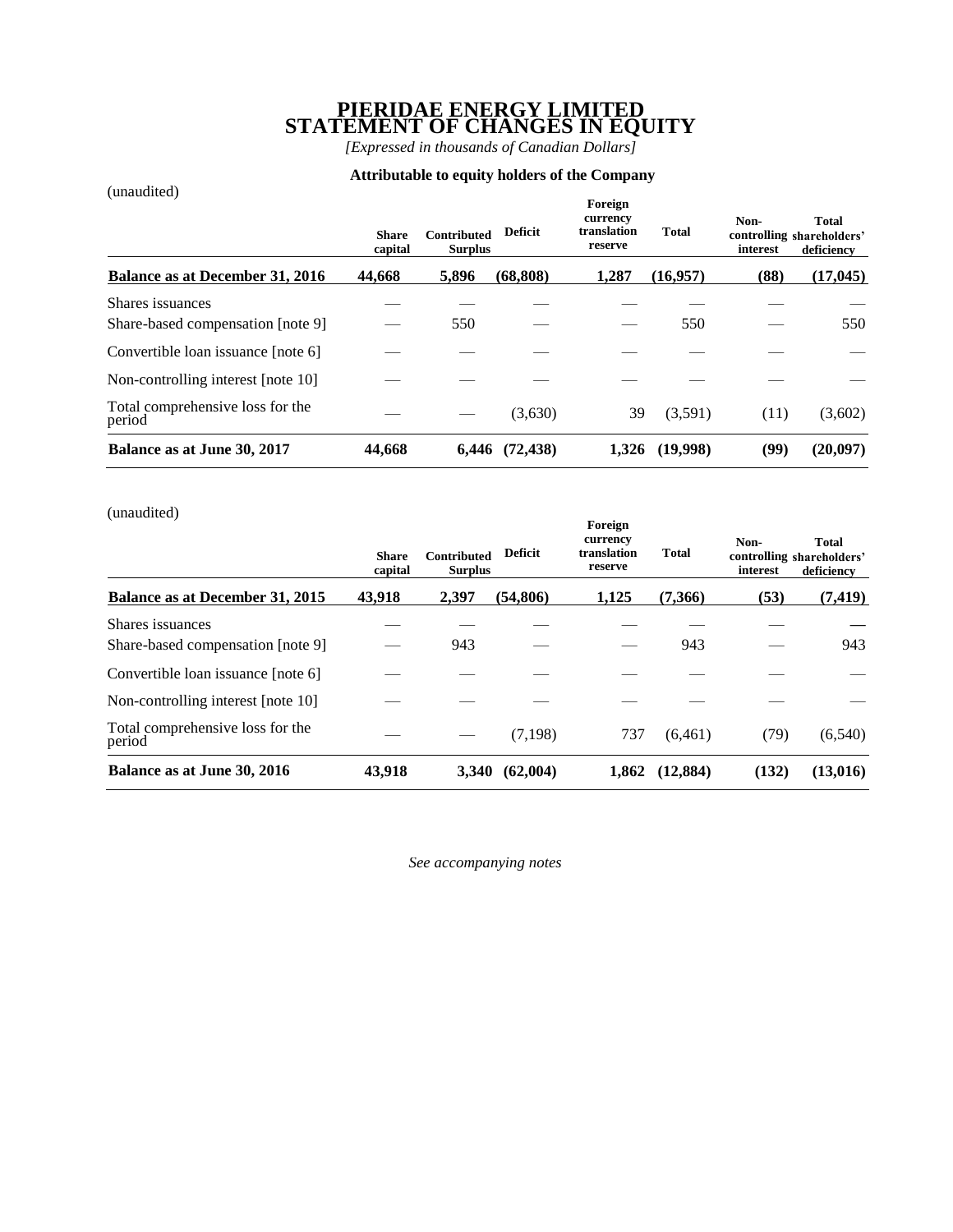# PIERIDAE ENERGY LIMITED
# STATEMENT OF CHANGES IN EQUITY

*[Expressed in thousands of Canadian Dollars]*

**Attributable to equity holders of the Company**

(unaudited)

| | Share capital | Contributed Surplus | Deficit | Foreign currency translation reserve | Total | Non-controlling interest | Total shareholders' deficiency |
|---|---|---|---|---|---|---|---|
| **Balance as at December 31, 2016** | **44,668** | **5,896** | **(68,808)** | **1,287** | **(16,957)** | **(88)** | **(17,045)** |
| Shares issuances | — | — | — | — | — | — | — |
| Share-based compensation [note 9] | — | 550 | — | — | 550 | — | 550 |
| Convertible loan issuance [note 6] | — | — | — | — | — | — | — |
| Non-controlling interest [note 10] | — | — | — | — | — | — | — |
| Total comprehensive loss for the period | — | — | (3,630) | 39 | (3,591) | (11) | (3,602) |
| **Balance as at June 30, 2017** | **44,668** | **6,446** | **(72,438)** | **1,326** | **(19,998)** | **(99)** | **(20,097)** |

(unaudited)

| | Share capital | Contributed Surplus | Deficit | Foreign currency translation reserve | Total | Non-controlling interest | Total shareholders' deficiency |
|---|---|---|---|---|---|---|---|
| **Balance as at December 31, 2015** | **43,918** | **2,397** | **(54,806)** | **1,125** | **(7,366)** | **(53)** | **(7,419)** |
| Shares issuances | — | — | — | — | — | — | — |
| Share-based compensation [note 9] | — | 943 | — | — | 943 | — | 943 |
| Convertible loan issuance [note 6] | — | — | — | — | — | — | — |
| Non-controlling interest [note 10] | — | — | — | — | — | — | — |
| Total comprehensive loss for the period | — | — | (7,198) | 737 | (6,461) | (79) | (6,540) |
| **Balance as at June 30, 2016** | **43,918** | **3,340** | **(62,004)** | **1,862** | **(12,884)** | **(132)** | **(13,016)** |

*See accompanying notes*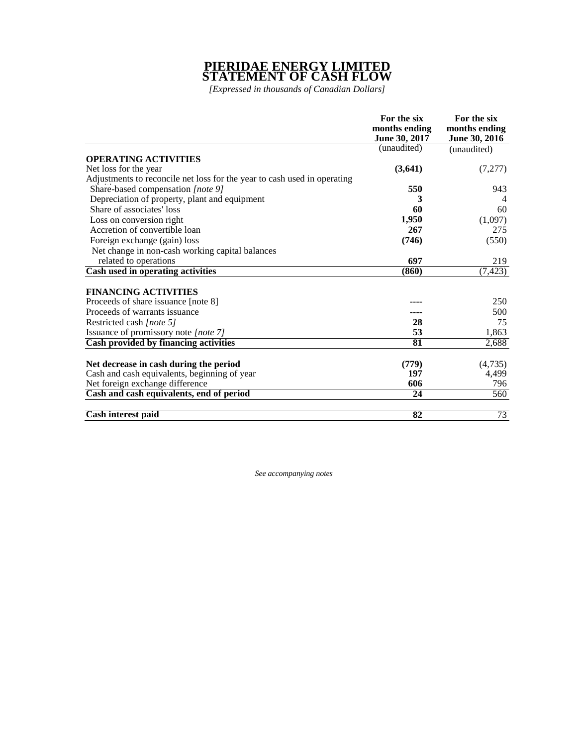# PIERIDAE ENERGY LIMITED
# STATEMENT OF CASH FLOW

*[Expressed in thousands of Canadian Dollars]*

| | For the six months ending June 30, 2017 | For the six months ending June 30, 2016 |
|---|---|---|
| | (unaudited) | (unaudited) |
| **OPERATING ACTIVITIES** | | |
| Net loss for the year | **(3,641)** | (7,277) |
| Adjustments to reconcile net loss for the year to cash used in operating | | |
| Share-based compensation *[note 9]* | **550** | 943 |
| Depreciation of property, plant and equipment | **3** | 4 |
| Share of associates' loss | **60** | 60 |
| Loss on conversion right | **1,950** | (1,097) |
| Accretion of convertible loan | **267** | 275 |
| Foreign exchange (gain) loss | **(746)** | (550) |
| Net change in non-cash working capital balances related to operations | **697** | 219 |
| **Cash used in operating activities** | **(860)** | (7,423) |
| | | |
| **FINANCING ACTIVITIES** | | |
| Proceeds of share issuance [note 8] | **----** | 250 |
| Proceeds of warrants issuance | **----** | 500 |
| Restricted cash *[note 5]* | **28** | 75 |
| Issuance of promissory note *[note 7]* | **53** | 1,863 |
| **Cash provided by financing activities** | **81** | 2,688 |
| | | |
| **Net decrease in cash during the period** | **(779)** | (4,735) |
| Cash and cash equivalents, beginning of year | **197** | 4,499 |
| Net foreign exchange difference | **606** | 796 |
| **Cash and cash equivalents, end of period** | **24** | 560 |
| | | |
| **Cash interest paid** | **82** | 73 |

*See accompanying notes*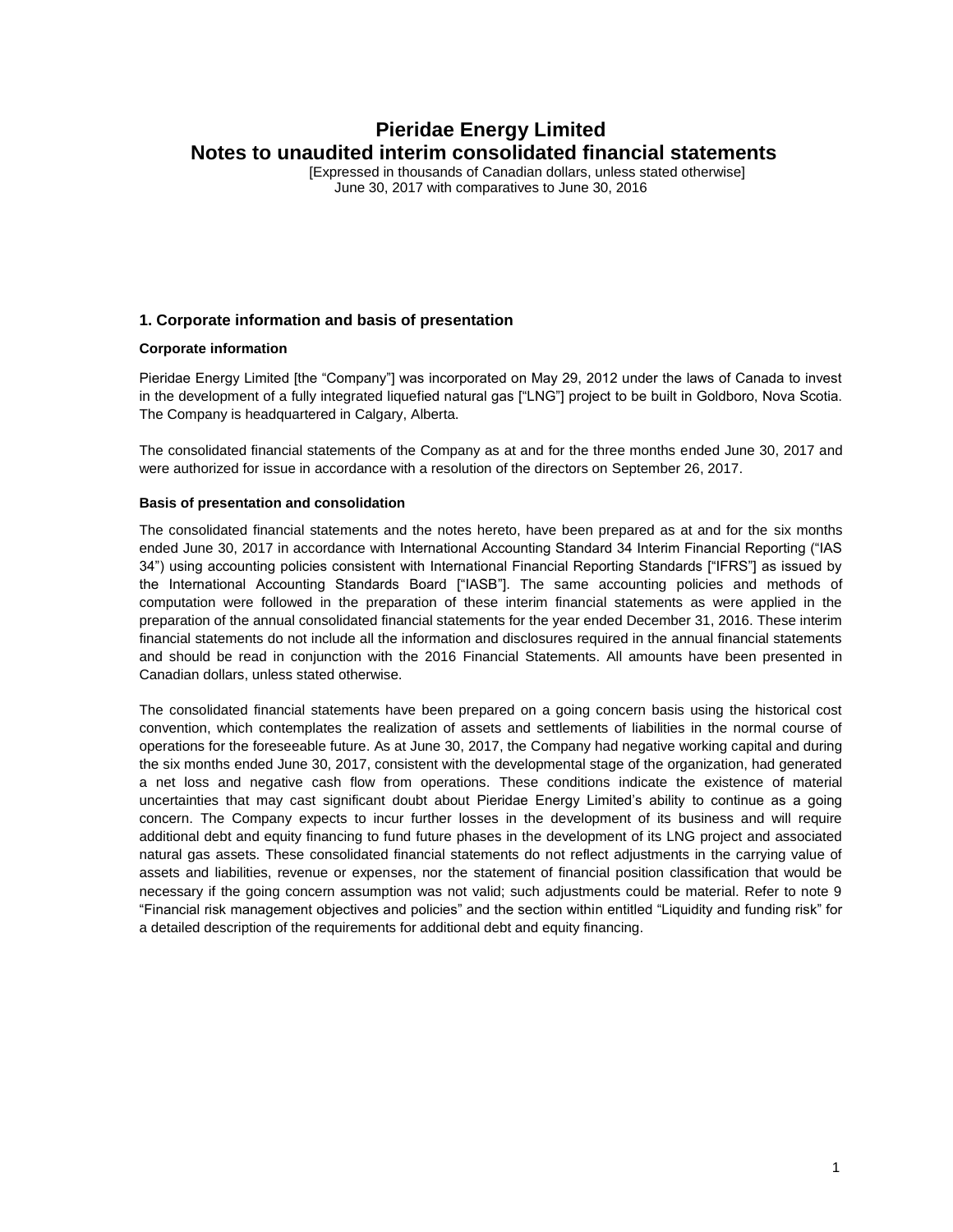# Pieridae Energy Limited
# Notes to unaudited interim consolidated financial statements

[Expressed in thousands of Canadian dollars, unless stated otherwise]
June 30, 2017 with comparatives to June 30, 2016

## 1. Corporate information and basis of presentation

### Corporate information

Pieridae Energy Limited [the "Company"] was incorporated on May 29, 2012 under the laws of Canada to invest in the development of a fully integrated liquefied natural gas ["LNG"] project to be built in Goldboro, Nova Scotia. The Company is headquartered in Calgary, Alberta.

The consolidated financial statements of the Company as at and for the three months ended June 30, 2017 and were authorized for issue in accordance with a resolution of the directors on September 26, 2017.

### Basis of presentation and consolidation

The consolidated financial statements and the notes hereto, have been prepared as at and for the six months ended June 30, 2017 in accordance with International Accounting Standard 34 Interim Financial Reporting ("IAS 34") using accounting policies consistent with International Financial Reporting Standards ["IFRS"] as issued by the International Accounting Standards Board ["IASB"]. The same accounting policies and methods of computation were followed in the preparation of these interim financial statements as were applied in the preparation of the annual consolidated financial statements for the year ended December 31, 2016. These interim financial statements do not include all the information and disclosures required in the annual financial statements and should be read in conjunction with the 2016 Financial Statements. All amounts have been presented in Canadian dollars, unless stated otherwise.

The consolidated financial statements have been prepared on a going concern basis using the historical cost convention, which contemplates the realization of assets and settlements of liabilities in the normal course of operations for the foreseeable future. As at June 30, 2017, the Company had negative working capital and during the six months ended June 30, 2017, consistent with the developmental stage of the organization, had generated a net loss and negative cash flow from operations. These conditions indicate the existence of material uncertainties that may cast significant doubt about Pieridae Energy Limited's ability to continue as a going concern. The Company expects to incur further losses in the development of its business and will require additional debt and equity financing to fund future phases in the development of its LNG project and associated natural gas assets. These consolidated financial statements do not reflect adjustments in the carrying value of assets and liabilities, revenue or expenses, nor the statement of financial position classification that would be necessary if the going concern assumption was not valid; such adjustments could be material. Refer to note 9 "Financial risk management objectives and policies" and the section within entitled "Liquidity and funding risk" for a detailed description of the requirements for additional debt and equity financing.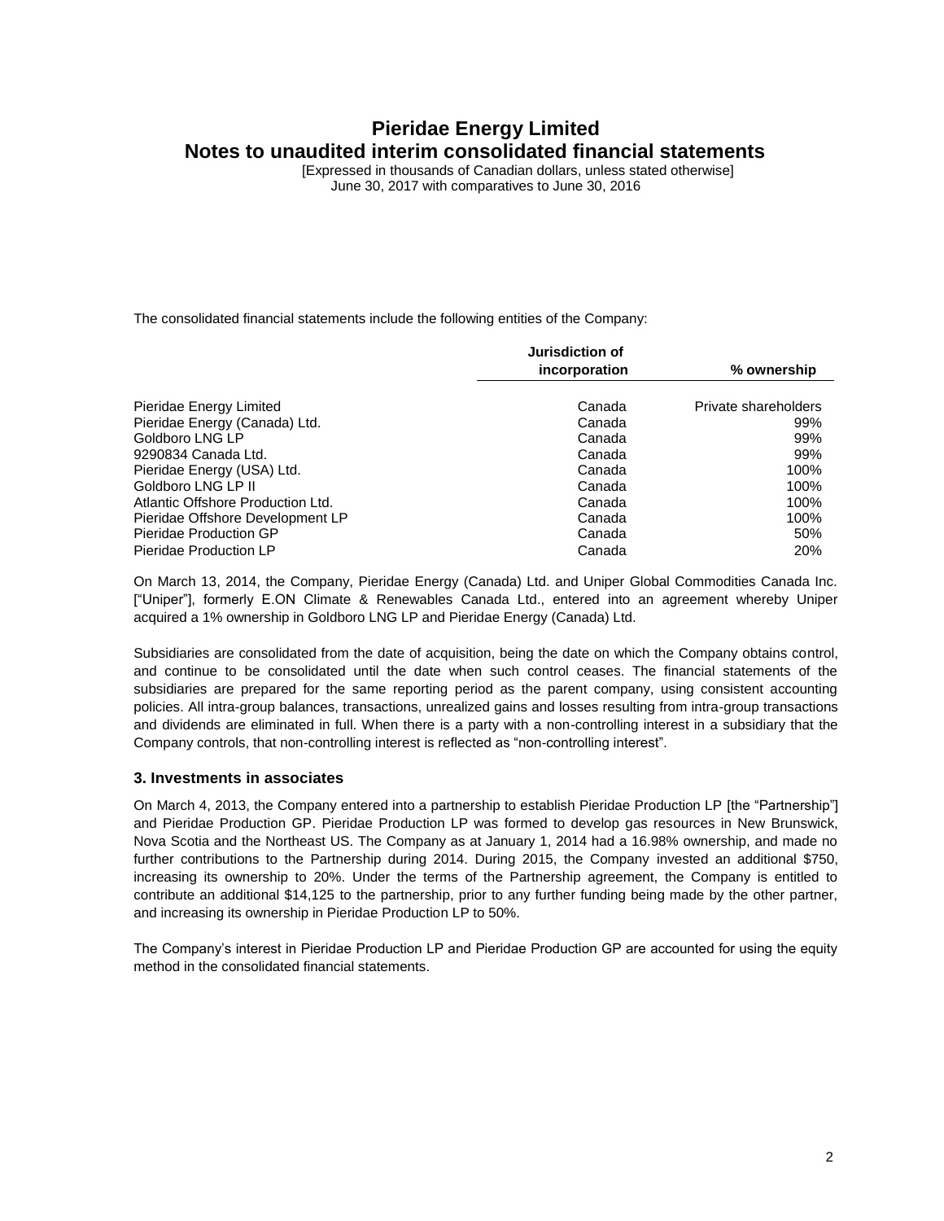The consolidated financial statements include the following entities of the Company:

| | Jurisdiction of incorporation | % ownership |
|---|---|---|
| Pieridae Energy Limited | Canada | Private shareholders |
| Pieridae Energy (Canada) Ltd. | Canada | 99% |
| Goldboro LNG LP | Canada | 99% |
| 9290834 Canada Ltd. | Canada | 99% |
| Pieridae Energy (USA) Ltd. | Canada | 100% |
| Goldboro LNG LP II | Canada | 100% |
| Atlantic Offshore Production Ltd. | Canada | 100% |
| Pieridae Offshore Development LP | Canada | 100% |
| Pieridae Production GP | Canada | 50% |
| Pieridae Production LP | Canada | 20% |

On March 13, 2014, the Company, Pieridae Energy (Canada) Ltd. and Uniper Global Commodities Canada Inc. ["Uniper"], formerly E.ON Climate & Renewables Canada Ltd., entered into an agreement whereby Uniper acquired a 1% ownership in Goldboro LNG LP and Pieridae Energy (Canada) Ltd.

Subsidiaries are consolidated from the date of acquisition, being the date on which the Company obtains control, and continue to be consolidated until the date when such control ceases. The financial statements of the subsidiaries are prepared for the same reporting period as the parent company, using consistent accounting policies. All intra-group balances, transactions, unrealized gains and losses resulting from intra-group transactions and dividends are eliminated in full. When there is a party with a non-controlling interest in a subsidiary that the Company controls, that non-controlling interest is reflected as "non-controlling interest".

### 3. Investments in associates

On March 4, 2013, the Company entered into a partnership to establish Pieridae Production LP [the "Partnership"] and Pieridae Production GP. Pieridae Production LP was formed to develop gas resources in New Brunswick, Nova Scotia and the Northeast US. The Company as at January 1, 2014 had a 16.98% ownership, and made no further contributions to the Partnership during 2014. During 2015, the Company invested an additional $750, increasing its ownership to 20%. Under the terms of the Partnership agreement, the Company is entitled to contribute an additional $14,125 to the partnership, prior to any further funding being made by the other partner, and increasing its ownership in Pieridae Production LP to 50%.

The Company's interest in Pieridae Production LP and Pieridae Production GP are accounted for using the equity method in the consolidated financial statements.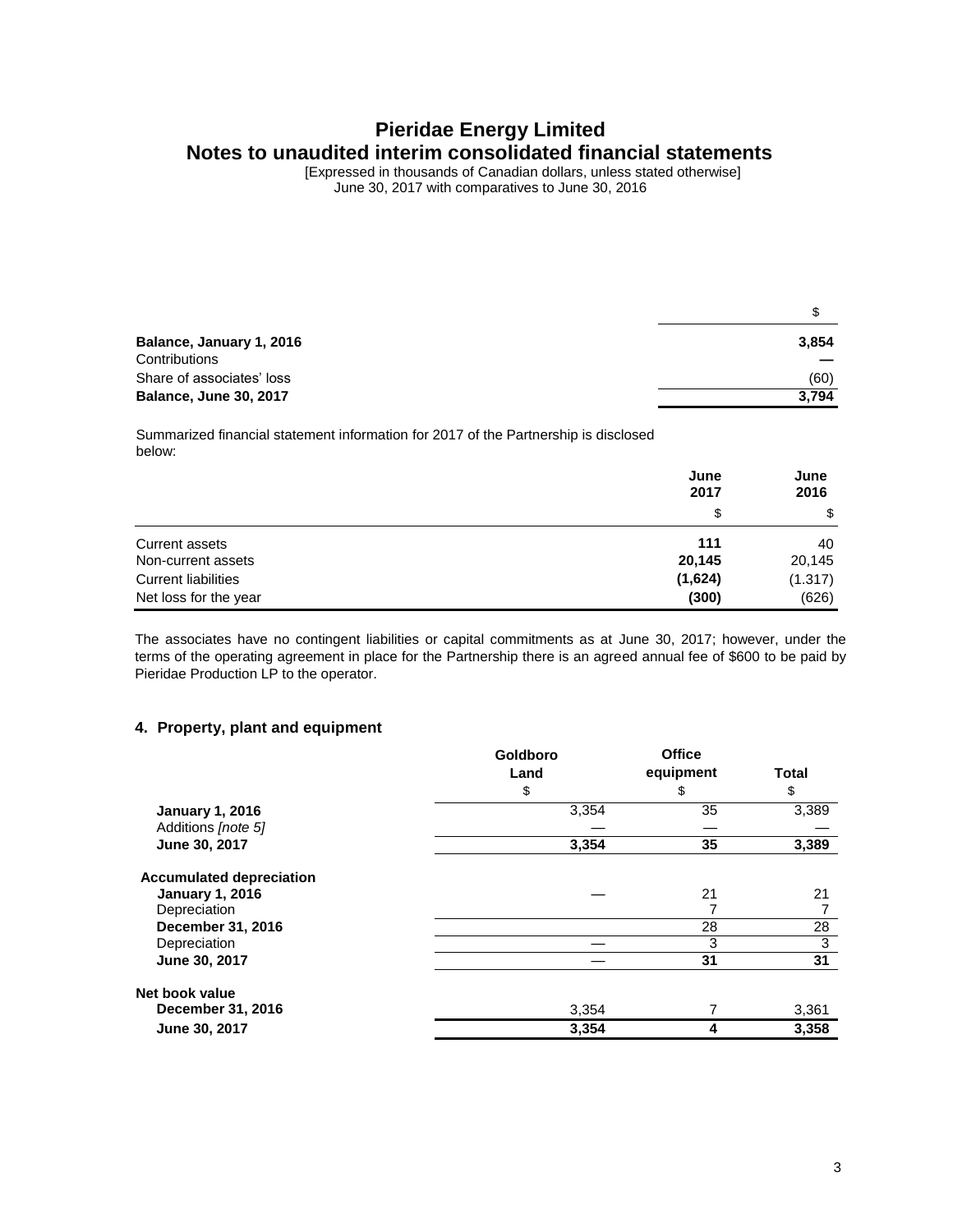|  | $ |
|---|---|
| **Balance, January 1, 2016** | **3,854** |
| Contributions | **—** |
| Share of associates' loss | (60) |
| **Balance, June 30, 2017** | **3,794** |

Summarized financial statement information for 2017 of the Partnership is disclosed below:

|  | June 2017 | June 2016 |
|---|---|---|
|  | $ | $ |
| Current assets | **111** | 40 |
| Non-current assets | **20,145** | 20,145 |
| Current liabilities | **(1,624)** | (1.317) |
| Net loss for the year | **(300)** | (626) |

The associates have no contingent liabilities or capital commitments as at June 30, 2017; however, under the terms of the operating agreement in place for the Partnership there is an agreed annual fee of $600 to be paid by Pieridae Production LP to the operator.

## 4. Property, plant and equipment

|  | Goldboro Land | Office equipment | Total |
|---|---|---|---|
|  | $ | $ | $ |
| **January 1, 2016** | 3,354 | 35 | 3,389 |
| Additions *[note 5]* | — | — | — |
| **June 30, 2017** | **3,354** | **35** | **3,389** |
| **Accumulated depreciation** |  |  |  |
| **January 1, 2016** | — | 21 | 21 |
| Depreciation |  | 7 | 7 |
| **December 31, 2016** |  | 28 | 28 |
| Depreciation | — | 3 | 3 |
| **June 30, 2017** | — | **31** | **31** |
| **Net book value** |  |  |  |
| **December 31, 2016** | 3,354 | 7 | 3,361 |
| **June 30, 2017** | **3,354** | **4** | **3,358** |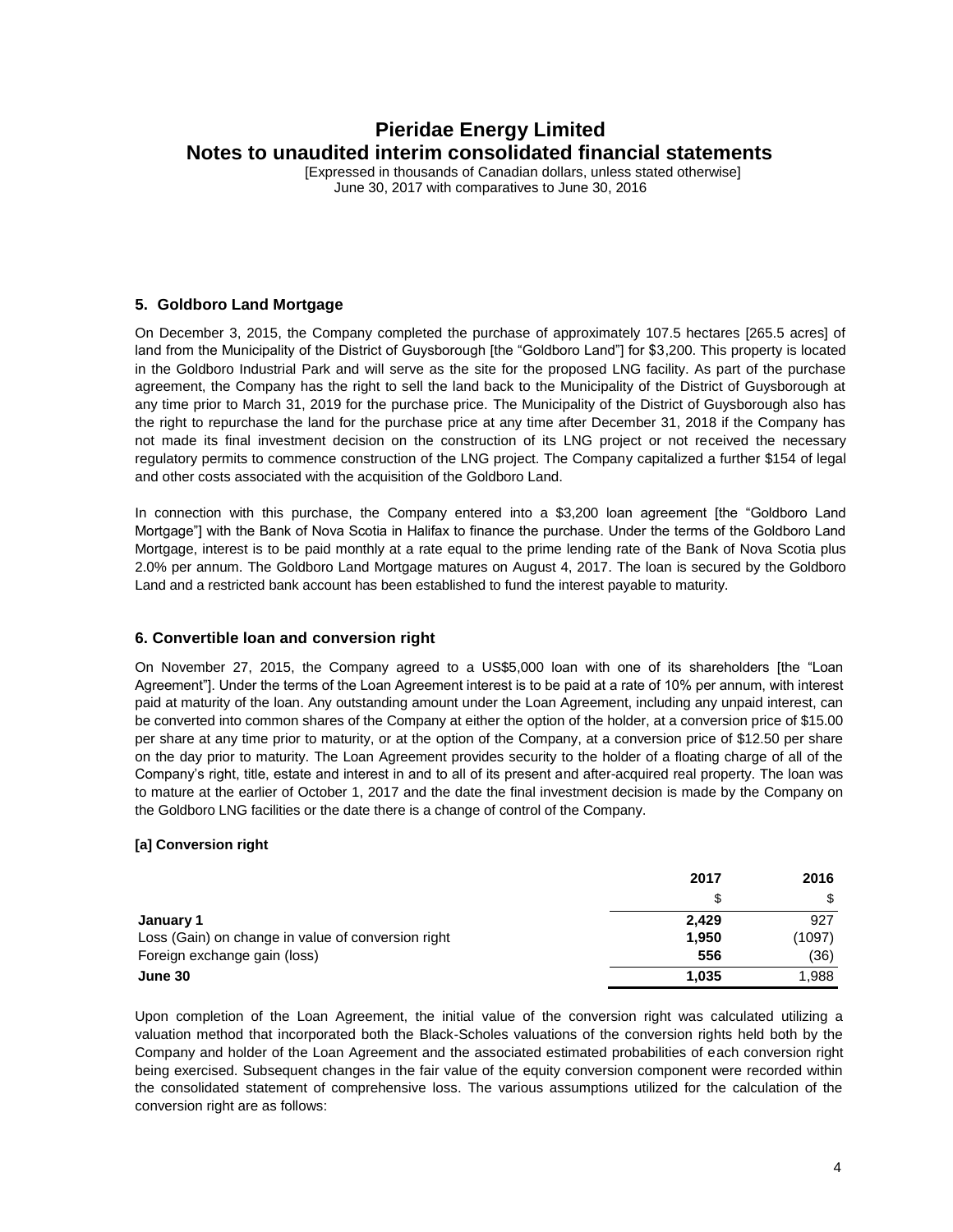## 5. Goldboro Land Mortgage

On December 3, 2015, the Company completed the purchase of approximately 107.5 hectares [265.5 acres] of land from the Municipality of the District of Guysborough [the "Goldboro Land"] for $3,200. This property is located in the Goldboro Industrial Park and will serve as the site for the proposed LNG facility. As part of the purchase agreement, the Company has the right to sell the land back to the Municipality of the District of Guysborough at any time prior to March 31, 2019 for the purchase price. The Municipality of the District of Guysborough also has the right to repurchase the land for the purchase price at any time after December 31, 2018 if the Company has not made its final investment decision on the construction of its LNG project or not received the necessary regulatory permits to commence construction of the LNG project. The Company capitalized a further $154 of legal and other costs associated with the acquisition of the Goldboro Land.

In connection with this purchase, the Company entered into a $3,200 loan agreement [the "Goldboro Land Mortgage"] with the Bank of Nova Scotia in Halifax to finance the purchase. Under the terms of the Goldboro Land Mortgage, interest is to be paid monthly at a rate equal to the prime lending rate of the Bank of Nova Scotia plus 2.0% per annum. The Goldboro Land Mortgage matures on August 4, 2017. The loan is secured by the Goldboro Land and a restricted bank account has been established to fund the interest payable to maturity.

## 6. Convertible loan and conversion right

On November 27, 2015, the Company agreed to a US$5,000 loan with one of its shareholders [the "Loan Agreement"]. Under the terms of the Loan Agreement interest is to be paid at a rate of 10% per annum, with interest paid at maturity of the loan. Any outstanding amount under the Loan Agreement, including any unpaid interest, can be converted into common shares of the Company at either the option of the holder, at a conversion price of $15.00 per share at any time prior to maturity, or at the option of the Company, at a conversion price of $12.50 per share on the day prior to maturity. The Loan Agreement provides security to the holder of a floating charge of all of the Company's right, title, estate and interest in and to all of its present and after-acquired real property. The loan was to mature at the earlier of October 1, 2017 and the date the final investment decision is made by the Company on the Goldboro LNG facilities or the date there is a change of control of the Company.

### [a] Conversion right

| | 2017 | 2016 |
|---|---|---|
| | $ | $ |
| **January 1** | **2,429** | 927 |
| Loss (Gain) on change in value of conversion right | **1,950** | (1097) |
| Foreign exchange gain (loss) | **556** | (36) |
| **June 30** | **1,035** | 1,988 |

Upon completion of the Loan Agreement, the initial value of the conversion right was calculated utilizing a valuation method that incorporated both the Black-Scholes valuations of the conversion rights held both by the Company and holder of the Loan Agreement and the associated estimated probabilities of each conversion right being exercised. Subsequent changes in the fair value of the equity conversion component were recorded within the consolidated statement of comprehensive loss. The various assumptions utilized for the calculation of the conversion right are as follows: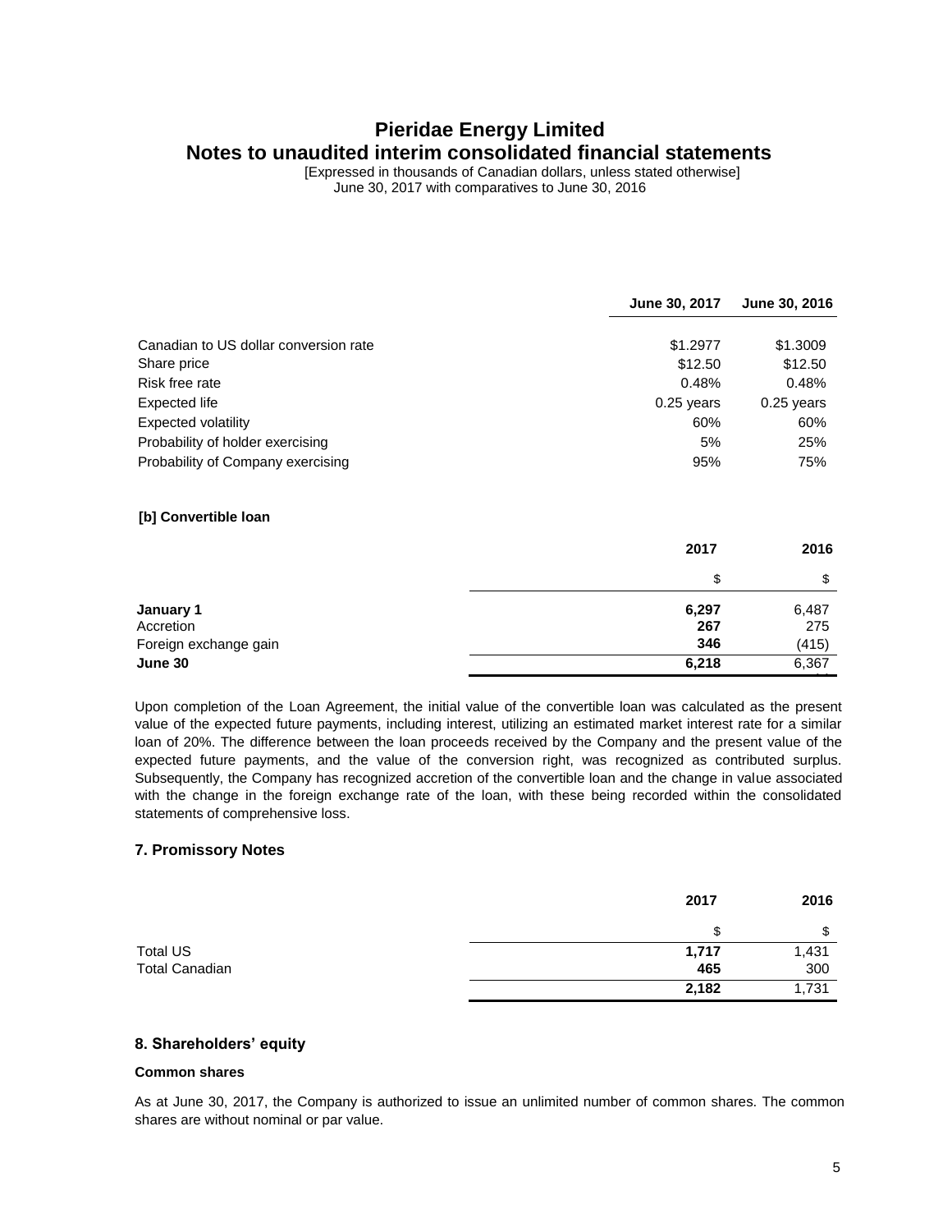| | June 30, 2017 | June 30, 2016 |
|---|---|---|
| Canadian to US dollar conversion rate | \$1.2977 | \$1.3009 |
| Share price | \$12.50 | \$12.50 |
| Risk free rate | 0.48% | 0.48% |
| Expected life | 0.25 years | 0.25 years |
| Expected volatility | 60% | 60% |
| Probability of holder exercising | 5% | 25% |
| Probability of Company exercising | 95% | 75% |

**[b] Convertible loan**

| | 2017 | 2016 |
|---|---|---|
| | \$ | \$ |
| **January 1** | **6,297** | 6,487 |
| Accretion | **267** | 275 |
| Foreign exchange gain | **346** | (415) |
| **June 30** | **6,218** | 6,367 |

Upon completion of the Loan Agreement, the initial value of the convertible loan was calculated as the present value of the expected future payments, including interest, utilizing an estimated market interest rate for a similar loan of 20%. The difference between the loan proceeds received by the Company and the present value of the expected future payments, and the value of the conversion right, was recognized as contributed surplus. Subsequently, the Company has recognized accretion of the convertible loan and the change in value associated with the change in the foreign exchange rate of the loan, with these being recorded within the consolidated statements of comprehensive loss.

### 7. Promissory Notes

| | 2017 | 2016 |
|---|---|---|
| | \$ | \$ |
| Total US | **1,717** | 1,431 |
| Total Canadian | **465** | 300 |
| | **2,182** | 1,731 |

### 8. Shareholders' equity

**Common shares**

As at June 30, 2017, the Company is authorized to issue an unlimited number of common shares. The common shares are without nominal or par value.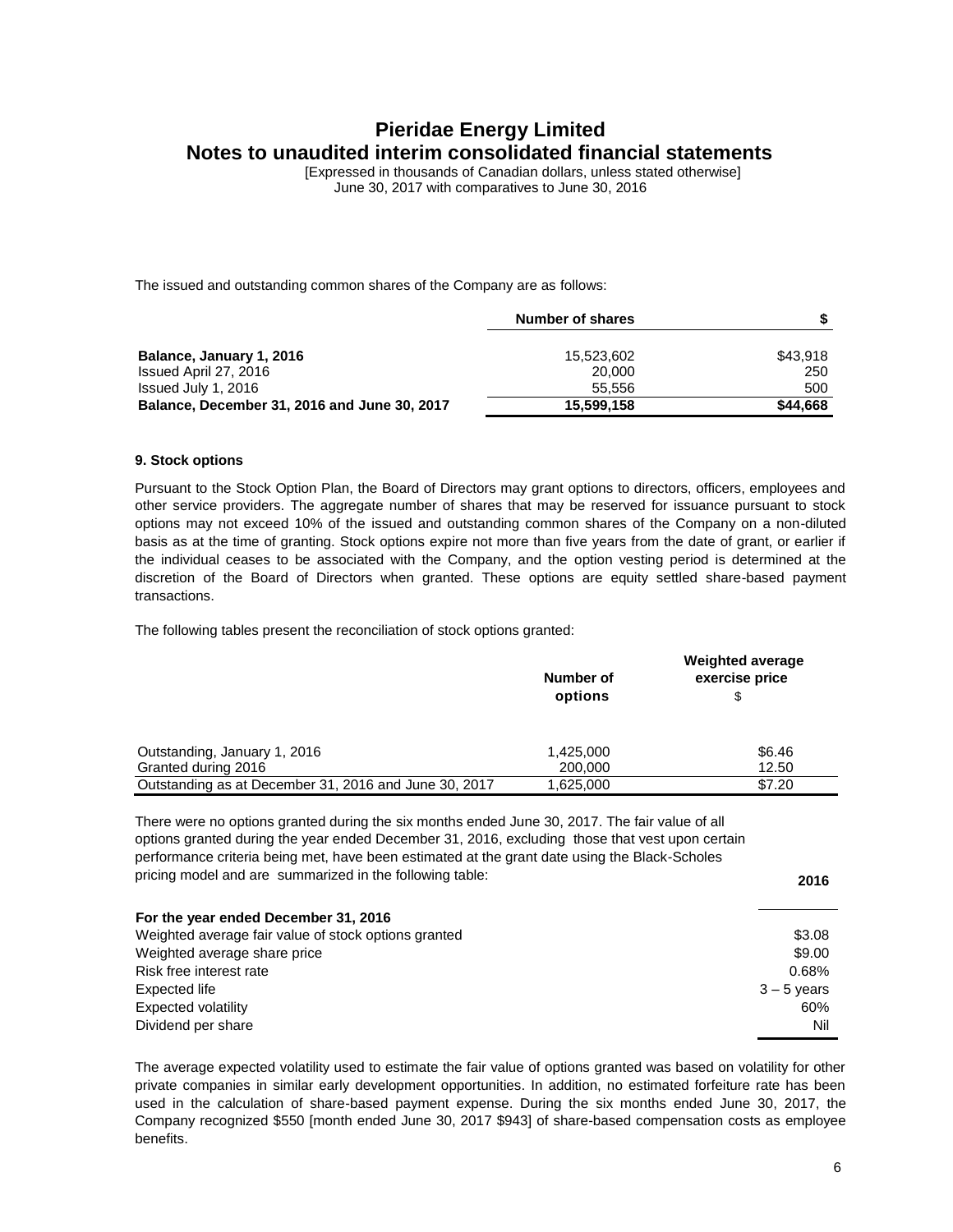The issued and outstanding common shares of the Company are as follows:

| | Number of shares | $ |
|---|---|---|
| **Balance, January 1, 2016** | 15,523,602 | $43,918 |
| Issued April 27, 2016 | 20,000 | 250 |
| Issued July 1, 2016 | 55,556 | 500 |
| **Balance, December 31, 2016 and June 30, 2017** | **15,599,158** | **$44,668** |

### 9. Stock options

Pursuant to the Stock Option Plan, the Board of Directors may grant options to directors, officers, employees and other service providers. The aggregate number of shares that may be reserved for issuance pursuant to stock options may not exceed 10% of the issued and outstanding common shares of the Company on a non-diluted basis as at the time of granting. Stock options expire not more than five years from the date of grant, or earlier if the individual ceases to be associated with the Company, and the option vesting period is determined at the discretion of the Board of Directors when granted. These options are equity settled share-based payment transactions.

The following tables present the reconciliation of stock options granted:

| | Number of options | Weighted average exercise price $ |
|---|---|---|
| Outstanding, January 1, 2016 | 1,425,000 | $6.46 |
| Granted during 2016 | 200,000 | 12.50 |
| Outstanding as at December 31, 2016 and June 30, 2017 | 1,625,000 | $7.20 |

There were no options granted during the six months ended June 30, 2017. The fair value of all options granted during the year ended December 31, 2016, excluding those that vest upon certain performance criteria being met, have been estimated at the grant date using the Black-Scholes pricing model and are summarized in the following table:

| | 2016 |
|---|---|
| **For the year ended December 31, 2016** | |
| Weighted average fair value of stock options granted | $3.08 |
| Weighted average share price | $9.00 |
| Risk free interest rate | 0.68% |
| Expected life | 3 – 5 years |
| Expected volatility | 60% |
| Dividend per share | Nil |

The average expected volatility used to estimate the fair value of options granted was based on volatility for other private companies in similar early development opportunities. In addition, no estimated forfeiture rate has been used in the calculation of share-based payment expense. During the six months ended June 30, 2017, the Company recognized $550 [month ended June 30, 2017 $943] of share-based compensation costs as employee benefits.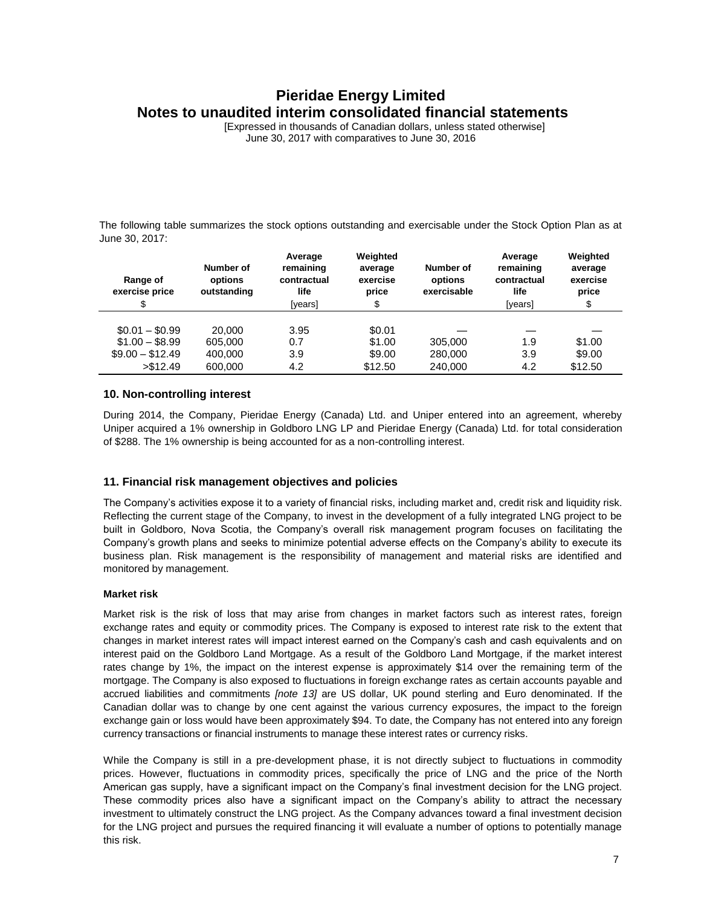The following table summarizes the stock options outstanding and exercisable under the Stock Option Plan as at June 30, 2017:

| Range of exercise price<br>$ | Number of options outstanding | Average remaining contractual life<br>[years] | Weighted average exercise price<br>$ | Number of options exercisable | Average remaining contractual life<br>[years] | Weighted average exercise price<br>$ |
|---|---|---|---|---|---|---|
| $0.01 – $0.99 | 20,000 | 3.95 | $0.01 | — | — | — |
| $1.00 – $8.99 | 605,000 | 0.7 | $1.00 | 305,000 | 1.9 | $1.00 |
| $9.00 – $12.49 | 400,000 | 3.9 | $9.00 | 280,000 | 3.9 | $9.00 |
| >$12.49 | 600,000 | 4.2 | $12.50 | 240,000 | 4.2 | $12.50 |

### 10. Non-controlling interest

During 2014, the Company, Pieridae Energy (Canada) Ltd. and Uniper entered into an agreement, whereby Uniper acquired a 1% ownership in Goldboro LNG LP and Pieridae Energy (Canada) Ltd. for total consideration of $288. The 1% ownership is being accounted for as a non-controlling interest.

### 11. Financial risk management objectives and policies

The Company's activities expose it to a variety of financial risks, including market and, credit risk and liquidity risk. Reflecting the current stage of the Company, to invest in the development of a fully integrated LNG project to be built in Goldboro, Nova Scotia, the Company's overall risk management program focuses on facilitating the Company's growth plans and seeks to minimize potential adverse effects on the Company's ability to execute its business plan. Risk management is the responsibility of management and material risks are identified and monitored by management.

**Market risk**

Market risk is the risk of loss that may arise from changes in market factors such as interest rates, foreign exchange rates and equity or commodity prices. The Company is exposed to interest rate risk to the extent that changes in market interest rates will impact interest earned on the Company's cash and cash equivalents and on interest paid on the Goldboro Land Mortgage. As a result of the Goldboro Land Mortgage, if the market interest rates change by 1%, the impact on the interest expense is approximately $14 over the remaining term of the mortgage. The Company is also exposed to fluctuations in foreign exchange rates as certain accounts payable and accrued liabilities and commitments *[note 13]* are US dollar, UK pound sterling and Euro denominated. If the Canadian dollar was to change by one cent against the various currency exposures, the impact to the foreign exchange gain or loss would have been approximately $94. To date, the Company has not entered into any foreign currency transactions or financial instruments to manage these interest rates or currency risks.

While the Company is still in a pre-development phase, it is not directly subject to fluctuations in commodity prices. However, fluctuations in commodity prices, specifically the price of LNG and the price of the North American gas supply, have a significant impact on the Company's final investment decision for the LNG project. These commodity prices also have a significant impact on the Company's ability to attract the necessary investment to ultimately construct the LNG project. As the Company advances toward a final investment decision for the LNG project and pursues the required financing it will evaluate a number of options to potentially manage this risk.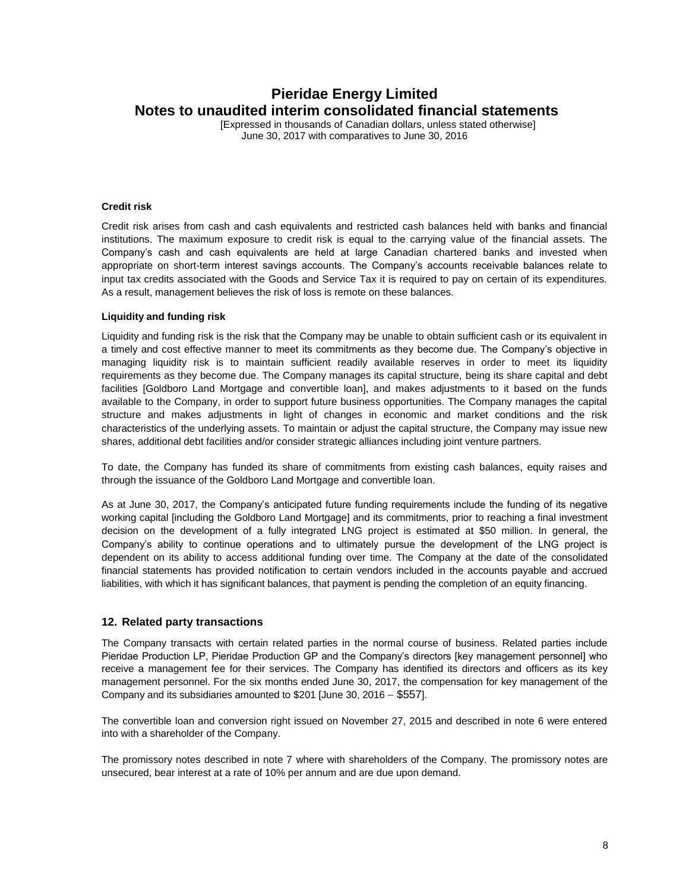**Credit risk**

Credit risk arises from cash and cash equivalents and restricted cash balances held with banks and financial institutions. The maximum exposure to credit risk is equal to the carrying value of the financial assets. The Company's cash and cash equivalents are held at large Canadian chartered banks and invested when appropriate on short-term interest savings accounts. The Company's accounts receivable balances relate to input tax credits associated with the Goods and Service Tax it is required to pay on certain of its expenditures. As a result, management believes the risk of loss is remote on these balances.

**Liquidity and funding risk**

Liquidity and funding risk is the risk that the Company may be unable to obtain sufficient cash or its equivalent in a timely and cost effective manner to meet its commitments as they become due. The Company's objective in managing liquidity risk is to maintain sufficient readily available reserves in order to meet its liquidity requirements as they become due. The Company manages its capital structure, being its share capital and debt facilities [Goldboro Land Mortgage and convertible loan], and makes adjustments to it based on the funds available to the Company, in order to support future business opportunities. The Company manages the capital structure and makes adjustments in light of changes in economic and market conditions and the risk characteristics of the underlying assets. To maintain or adjust the capital structure, the Company may issue new shares, additional debt facilities and/or consider strategic alliances including joint venture partners.

To date, the Company has funded its share of commitments from existing cash balances, equity raises and through the issuance of the Goldboro Land Mortgage and convertible loan.

As at June 30, 2017, the Company's anticipated future funding requirements include the funding of its negative working capital [including the Goldboro Land Mortgage] and its commitments, prior to reaching a final investment decision on the development of a fully integrated LNG project is estimated at $50 million. In general, the Company's ability to continue operations and to ultimately pursue the development of the LNG project is dependent on its ability to access additional funding over time. The Company at the date of the consolidated financial statements has provided notification to certain vendors included in the accounts payable and accrued liabilities, with which it has significant balances, that payment is pending the completion of an equity financing.

## 12. Related party transactions

The Company transacts with certain related parties in the normal course of business. Related parties include Pieridae Production LP, Pieridae Production GP and the Company's directors [key management personnel] who receive a management fee for their services. The Company has identified its directors and officers as its key management personnel. For the six months ended June 30, 2017, the compensation for key management of the Company and its subsidiaries amounted to $201 [June 30, 2016 – $557].

The convertible loan and conversion right issued on November 27, 2015 and described in note 6 were entered into with a shareholder of the Company.

The promissory notes described in note 7 where with shareholders of the Company. The promissory notes are unsecured, bear interest at a rate of 10% per annum and are due upon demand.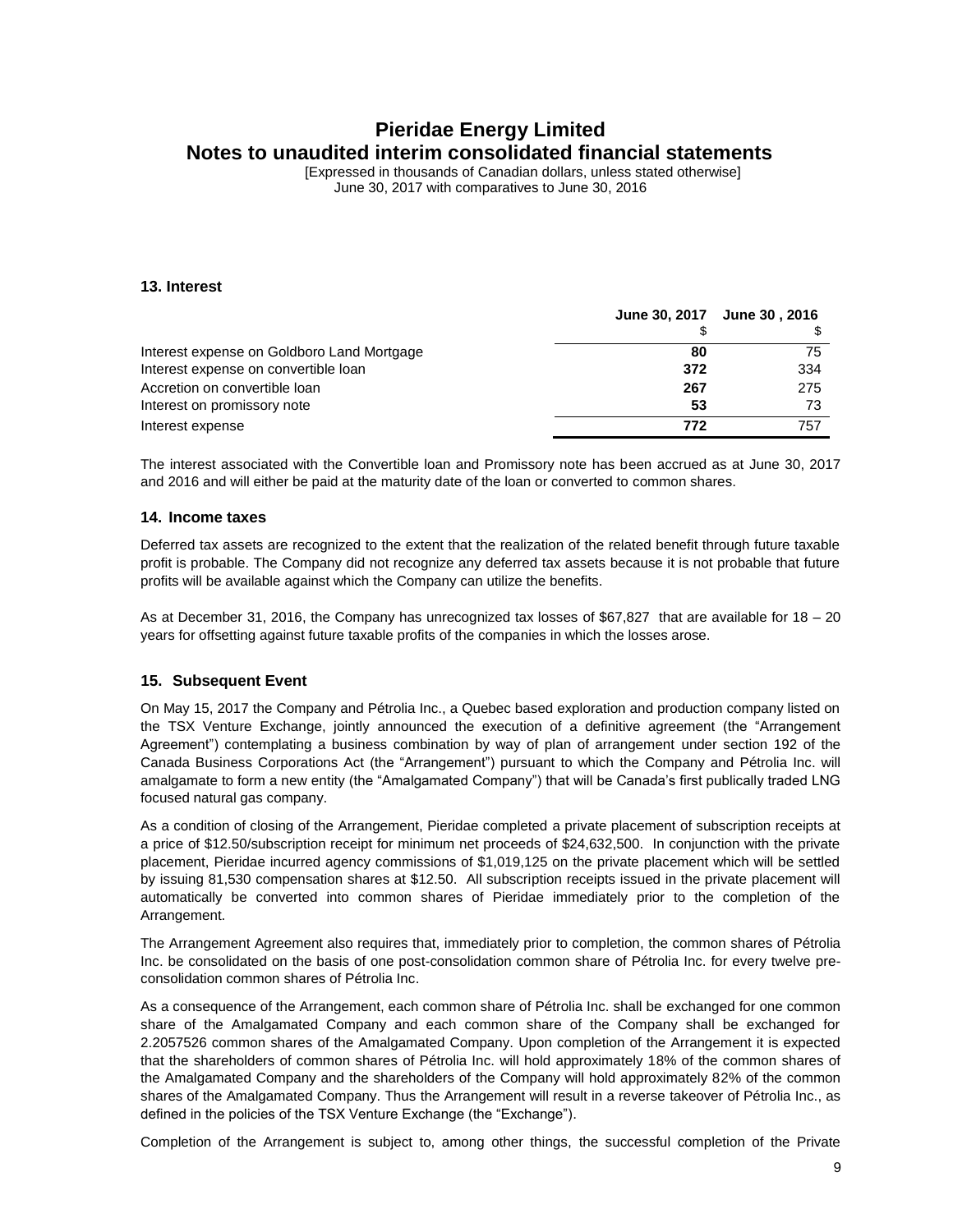# Pieridae Energy Limited

## Notes to unaudited interim consolidated financial statements

[Expressed in thousands of Canadian dollars, unless stated otherwise]
June 30, 2017 with comparatives to June 30, 2016

### 13. Interest

| | June 30, 2017 | June 30 , 2016 |
|---|---|---|
| | $ | $ |
| Interest expense on Goldboro Land Mortgage | **80** | 75 |
| Interest expense on convertible loan | **372** | 334 |
| Accretion on convertible loan | **267** | 275 |
| Interest on promissory note | **53** | 73 |
| Interest expense | **772** | 757 |

The interest associated with the Convertible loan and Promissory note has been accrued as at June 30, 2017 and 2016 and will either be paid at the maturity date of the loan or converted to common shares.

### 14. Income taxes

Deferred tax assets are recognized to the extent that the realization of the related benefit through future taxable profit is probable. The Company did not recognize any deferred tax assets because it is not probable that future profits will be available against which the Company can utilize the benefits.

As at December 31, 2016, the Company has unrecognized tax losses of $67,827 that are available for 18 – 20 years for offsetting against future taxable profits of the companies in which the losses arose.

### 15. Subsequent Event

On May 15, 2017 the Company and Pétrolia Inc., a Quebec based exploration and production company listed on the TSX Venture Exchange, jointly announced the execution of a definitive agreement (the "Arrangement Agreement") contemplating a business combination by way of plan of arrangement under section 192 of the Canada Business Corporations Act (the "Arrangement") pursuant to which the Company and Pétrolia Inc. will amalgamate to form a new entity (the "Amalgamated Company") that will be Canada's first publically traded LNG focused natural gas company.

As a condition of closing of the Arrangement, Pieridae completed a private placement of subscription receipts at a price of $12.50/subscription receipt for minimum net proceeds of $24,632,500. In conjunction with the private placement, Pieridae incurred agency commissions of $1,019,125 on the private placement which will be settled by issuing 81,530 compensation shares at $12.50. All subscription receipts issued in the private placement will automatically be converted into common shares of Pieridae immediately prior to the completion of the Arrangement.

The Arrangement Agreement also requires that, immediately prior to completion, the common shares of Pétrolia Inc. be consolidated on the basis of one post-consolidation common share of Pétrolia Inc. for every twelve pre-consolidation common shares of Pétrolia Inc.

As a consequence of the Arrangement, each common share of Pétrolia Inc. shall be exchanged for one common share of the Amalgamated Company and each common share of the Company shall be exchanged for 2.2057526 common shares of the Amalgamated Company. Upon completion of the Arrangement it is expected that the shareholders of common shares of Pétrolia Inc. will hold approximately 18% of the common shares of the Amalgamated Company and the shareholders of the Company will hold approximately 82% of the common shares of the Amalgamated Company. Thus the Arrangement will result in a reverse takeover of Pétrolia Inc., as defined in the policies of the TSX Venture Exchange (the "Exchange").

Completion of the Arrangement is subject to, among other things, the successful completion of the Private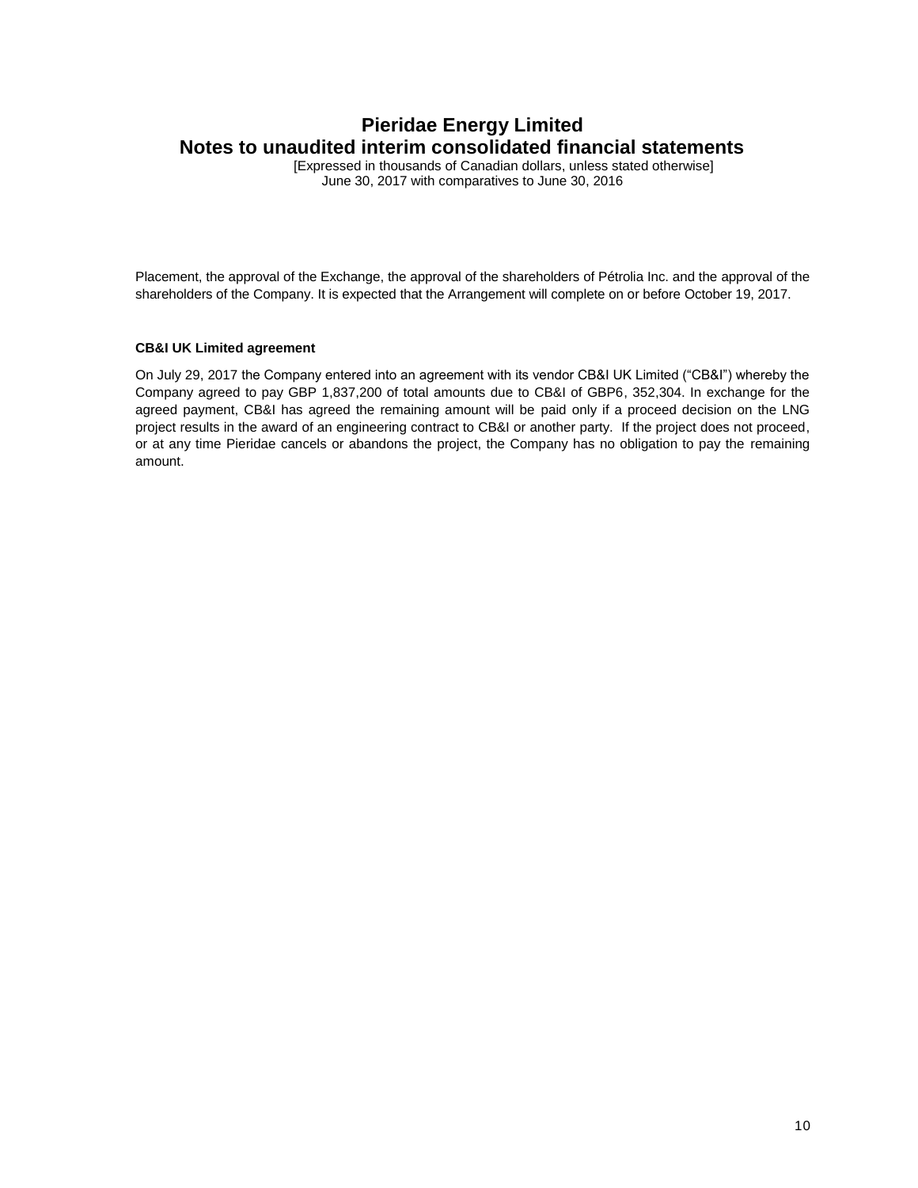Placement, the approval of the Exchange, the approval of the shareholders of Pétrolia Inc. and the approval of the shareholders of the Company. It is expected that the Arrangement will complete on or before October 19, 2017.

**CB&I UK Limited agreement**

On July 29, 2017 the Company entered into an agreement with its vendor CB&I UK Limited ("CB&I") whereby the Company agreed to pay GBP 1,837,200 of total amounts due to CB&I of GBP6, 352,304. In exchange for the agreed payment, CB&I has agreed the remaining amount will be paid only if a proceed decision on the LNG project results in the award of an engineering contract to CB&I or another party. If the project does not proceed, or at any time Pieridae cancels or abandons the project, the Company has no obligation to pay the remaining amount.